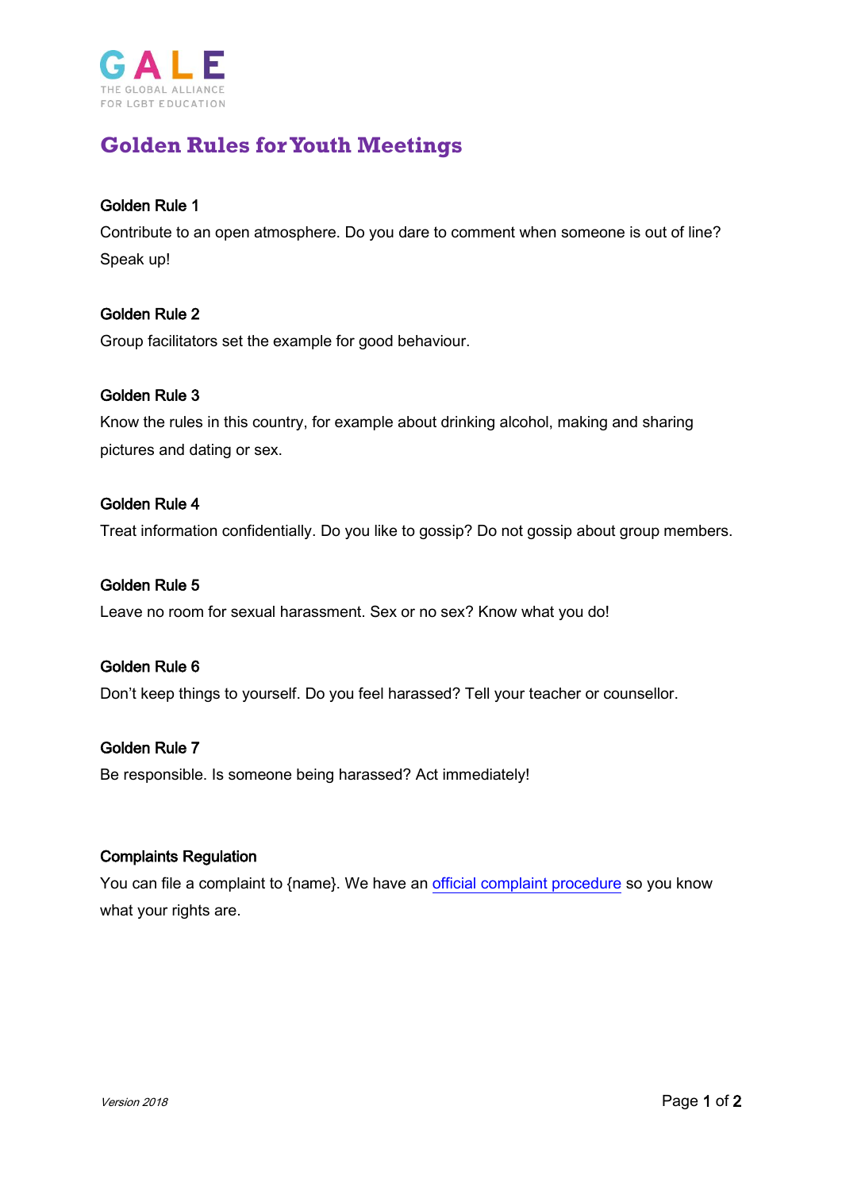GALE
THE GLOBAL ALLIANCE
FOR LGBT EDUCATION

# Golden Rules for Youth Meetings

### Golden Rule 1

Contribute to an open atmosphere. Do you dare to comment when someone is out of line? Speak up!

### Golden Rule 2

Group facilitators set the example for good behaviour.

### Golden Rule 3

Know the rules in this country, for example about drinking alcohol, making and sharing pictures and dating or sex.

### Golden Rule 4

Treat information confidentially. Do you like to gossip? Do not gossip about group members.

### Golden Rule 5

Leave no room for sexual harassment. Sex or no sex? Know what you do!

### Golden Rule 6

Don't keep things to yourself. Do you feel harassed? Tell your teacher or counsellor.

### Golden Rule 7

Be responsible. Is someone being harassed? Act immediately!

### Complaints Regulation

You can file a complaint to {name}. We have an official complaint procedure so you know what your rights are.

*Version 2018*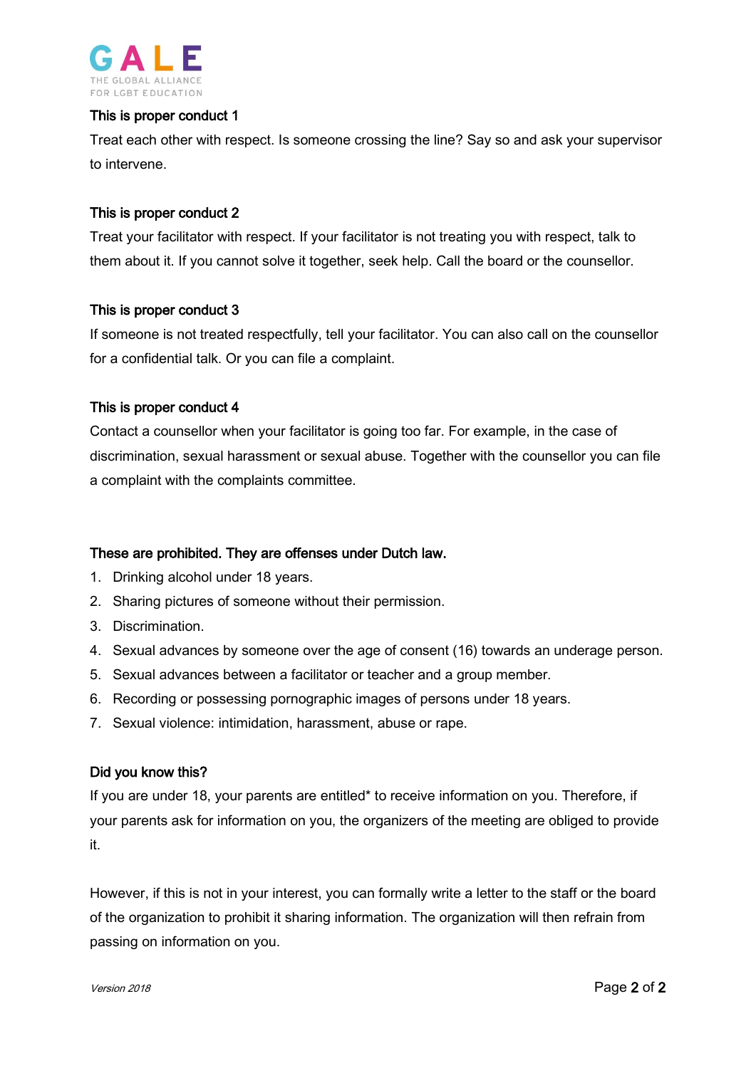GALE
THE GLOBAL ALLIANCE FOR LGBT EDUCATION

### This is proper conduct 1

Treat each other with respect. Is someone crossing the line? Say so and ask your supervisor to intervene.

### This is proper conduct 2

Treat your facilitator with respect. If your facilitator is not treating you with respect, talk to them about it. If you cannot solve it together, seek help. Call the board or the counsellor.

### This is proper conduct 3

If someone is not treated respectfully, tell your facilitator. You can also call on the counsellor for a confidential talk. Or you can file a complaint.

### This is proper conduct 4

Contact a counsellor when your facilitator is going too far. For example, in the case of discrimination, sexual harassment or sexual abuse. Together with the counsellor you can file a complaint with the complaints committee.

### These are prohibited. They are offenses under Dutch law.

1. Drinking alcohol under 18 years.
2. Sharing pictures of someone without their permission.
3. Discrimination.
4. Sexual advances by someone over the age of consent (16) towards an underage person.
5. Sexual advances between a facilitator or teacher and a group member.
6. Recording or possessing pornographic images of persons under 18 years.
7. Sexual violence: intimidation, harassment, abuse or rape.

### Did you know this?

If you are under 18, your parents are entitled* to receive information on you. Therefore, if your parents ask for information on you, the organizers of the meeting are obliged to provide it.

However, if this is not in your interest, you can formally write a letter to the staff or the board of the organization to prohibit it sharing information. The organization will then refrain from passing on information on you.

*Version 2018*